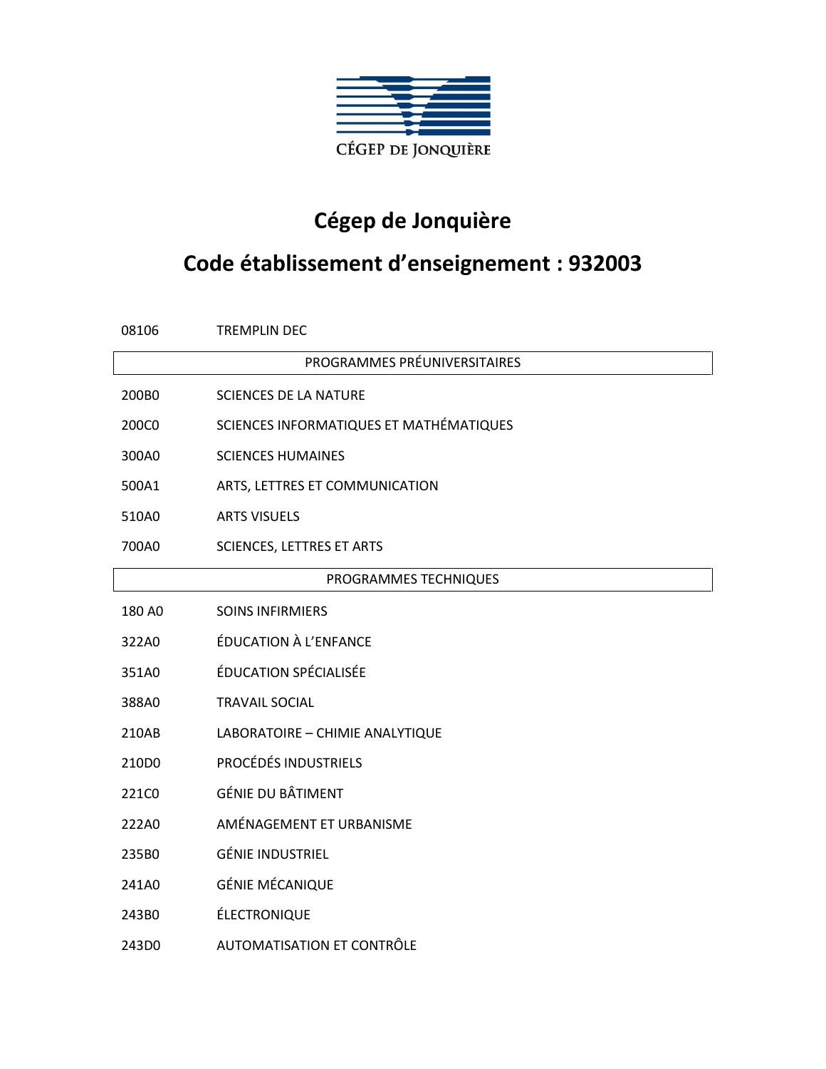CÉGEP DE JONQUIÈRE

# Cégep de Jonquière

# Code établissement d'enseignement : 932003

| | |
|---|---|
| 08106 | TREMPLIN DEC |
| **PROGRAMMES PRÉUNIVERSITAIRES** | |
| 200B0 | SCIENCES DE LA NATURE |
| 200C0 | SCIENCES INFORMATIQUES ET MATHÉMATIQUES |
| 300A0 | SCIENCES HUMAINES |
| 500A1 | ARTS, LETTRES ET COMMUNICATION |
| 510A0 | ARTS VISUELS |
| 700A0 | SCIENCES, LETTRES ET ARTS |
| **PROGRAMMES TECHNIQUES** | |
| 180 A0 | SOINS INFIRMIERS |
| 322A0 | ÉDUCATION À L'ENFANCE |
| 351A0 | ÉDUCATION SPÉCIALISÉE |
| 388A0 | TRAVAIL SOCIAL |
| 210AB | LABORATOIRE – CHIMIE ANALYTIQUE |
| 210D0 | PROCÉDÉS INDUSTRIELS |
| 221C0 | GÉNIE DU BÂTIMENT |
| 222A0 | AMÉNAGEMENT ET URBANISME |
| 235B0 | GÉNIE INDUSTRIEL |
| 241A0 | GÉNIE MÉCANIQUE |
| 243B0 | ÉLECTRONIQUE |
| 243D0 | AUTOMATISATION ET CONTRÔLE |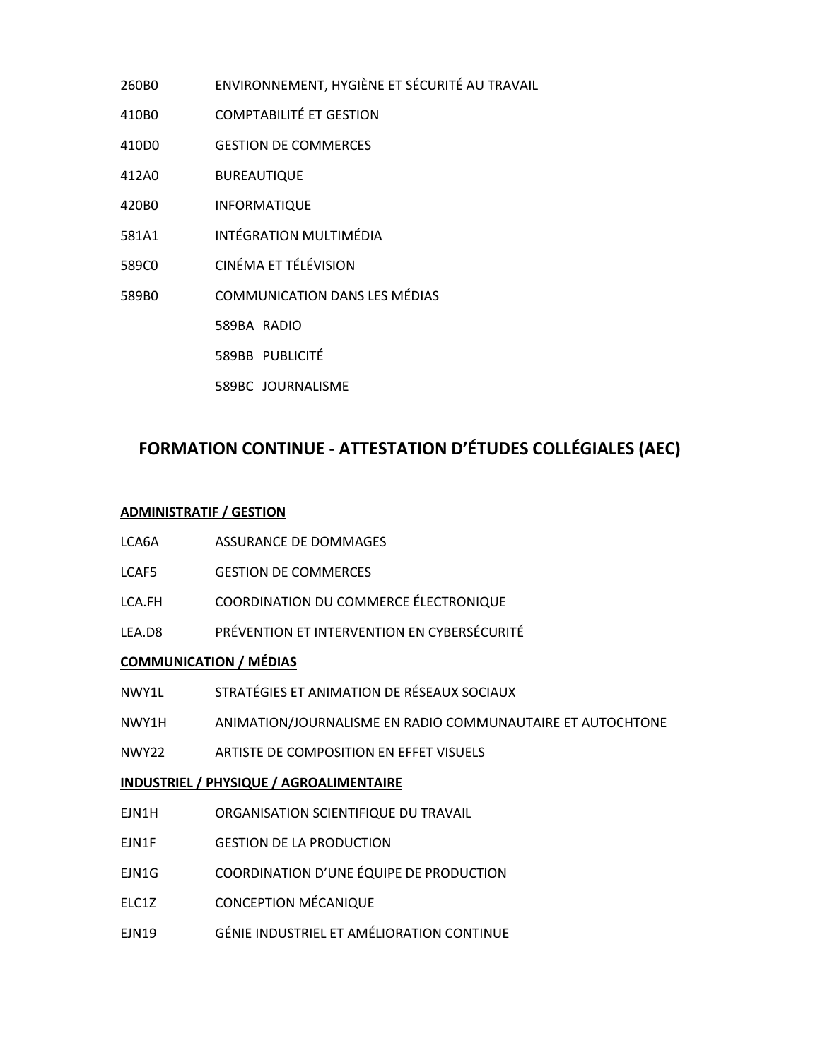260B0 ENVIRONNEMENT, HYGIÈNE ET SÉCURITÉ AU TRAVAIL

410B0 COMPTABILITÉ ET GESTION

410D0 GESTION DE COMMERCES

412A0 BUREAUTIQUE

420B0 INFORMATIQUE

581A1 INTÉGRATION MULTIMÉDIA

589C0 CINÉMA ET TÉLÉVISION

589B0 COMMUNICATION DANS LES MÉDIAS

- 589BA RADIO
- 589BB PUBLICITÉ
- 589BC JOURNALISME

## FORMATION CONTINUE - ATTESTATION D'ÉTUDES COLLÉGIALES (AEC)

**ADMINISTRATIF / GESTION**

LCA6A ASSURANCE DE DOMMAGES

LCAF5 GESTION DE COMMERCES

LCA.FH COORDINATION DU COMMERCE ÉLECTRONIQUE

LEA.D8 PRÉVENTION ET INTERVENTION EN CYBERSÉCURITÉ

**COMMUNICATION / MÉDIAS**

NWY1L STRATÉGIES ET ANIMATION DE RÉSEAUX SOCIAUX

NWY1H ANIMATION/JOURNALISME EN RADIO COMMUNAUTAIRE ET AUTOCHTONE

NWY22 ARTISTE DE COMPOSITION EN EFFET VISUELS

**INDUSTRIEL / PHYSIQUE / AGROALIMENTAIRE**

EJN1H ORGANISATION SCIENTIFIQUE DU TRAVAIL

EJN1F GESTION DE LA PRODUCTION

EJN1G COORDINATION D'UNE ÉQUIPE DE PRODUCTION

ELC1Z CONCEPTION MÉCANIQUE

EJN19 GÉNIE INDUSTRIEL ET AMÉLIORATION CONTINUE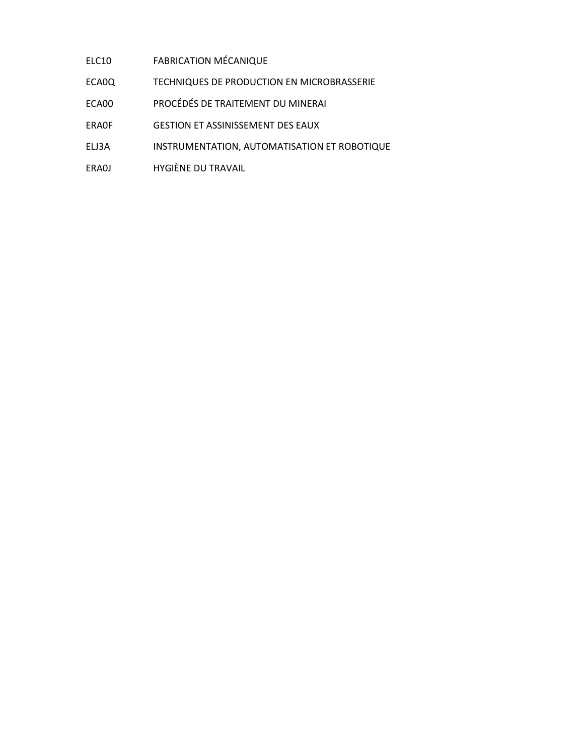| | |
|---|---|
| ELC10 | FABRICATION MÉCANIQUE |
| ECA0Q | TECHNIQUES DE PRODUCTION EN MICROBRASSERIE |
| ECA00 | PROCÉDÉS DE TRAITEMENT DU MINERAI |
| ERA0F | GESTION ET ASSINISSEMENT DES EAUX |
| ELJ3A | INSTRUMENTATION, AUTOMATISATION ET ROBOTIQUE |
| ERA0J | HYGIÈNE DU TRAVAIL |